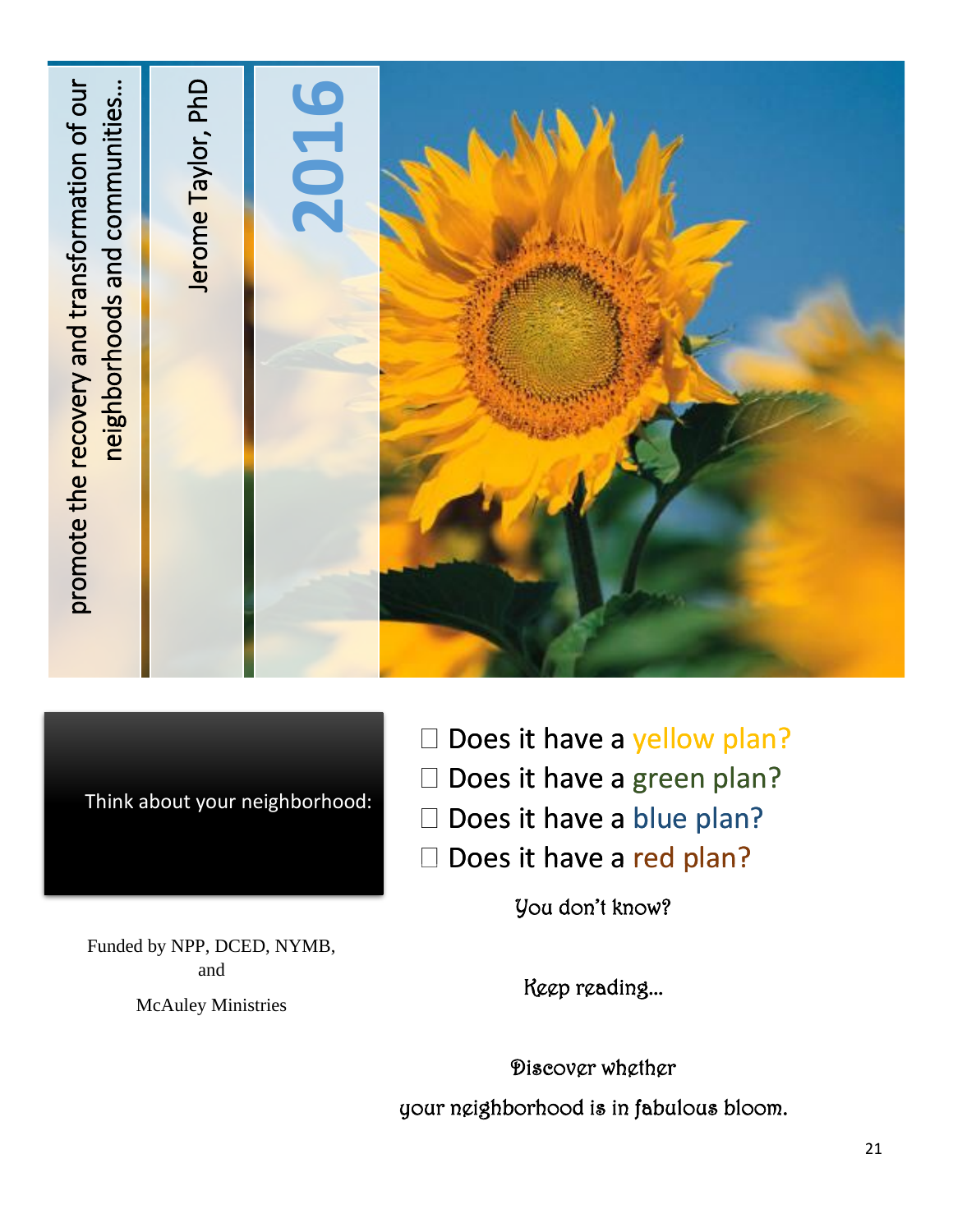promote the recovery and transformation of our neighborhoods and communities…

Jerome Taylor, PhD

**2016**

Think about your neighborhood:

- ☐ Does it have a yellow plan?
- ☐ Does it have a green plan?
- ☐ Does it have a blue plan?
- ☐ Does it have a red plan?

*You don't know?*

*Keep reading…*

*Discover whether*

*your neighborhood is in fabulous bloom.*

Funded by NPP, DCED, NYMB, and

McAuley Ministries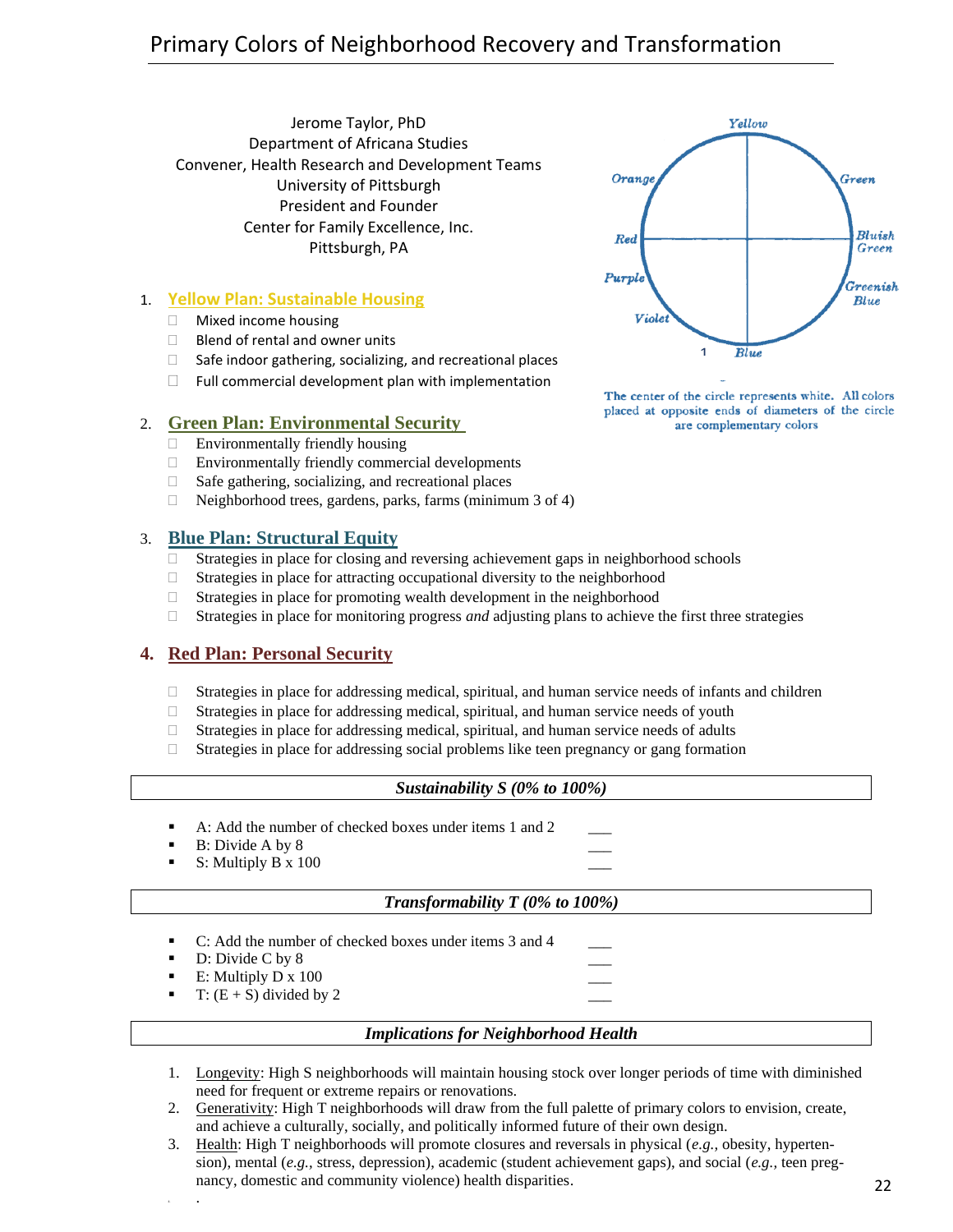# Primary Colors of Neighborhood Recovery and Transformation

Jerome Taylor, PhD
Department of Africana Studies
Convener, Health Research and Development Teams
University of Pittsburgh
President and Founder
Center for Family Excellence, Inc.
Pittsburgh, PA

Yellow
Orange
Green
Red
Bluish Green
Purple
Greenish Blue
Violet
1
Blue

The center of the circle represents white. All colors placed at opposite ends of diameters of the circle are complementary colors

1. **Yellow Plan: Sustainable Housing**
   - ☐ Mixed income housing
   - ☐ Blend of rental and owner units
   - ☐ Safe indoor gathering, socializing, and recreational places
   - ☐ Full commercial development plan with implementation

2. **Green Plan: Environmental Security**
   - ☐ Environmentally friendly housing
   - ☐ Environmentally friendly commercial developments
   - ☐ Safe gathering, socializing, and recreational places
   - ☐ Neighborhood trees, gardens, parks, farms (minimum 3 of 4)

3. **Blue Plan: Structural Equity**
   - ☐ Strategies in place for closing and reversing achievement gaps in neighborhood schools
   - ☐ Strategies in place for attracting occupational diversity to the neighborhood
   - ☐ Strategies in place for promoting wealth development in the neighborhood
   - ☐ Strategies in place for monitoring progress *and* adjusting plans to achieve the first three strategies

4. **Red Plan: Personal Security**
   - ☐ Strategies in place for addressing medical, spiritual, and human service needs of infants and children
   - ☐ Strategies in place for addressing medical, spiritual, and human service needs of youth
   - ☐ Strategies in place for addressing medical, spiritual, and human service needs of adults
   - ☐ Strategies in place for addressing social problems like teen pregnancy or gang formation

### *Sustainability S (0% to 100%)*

- A: Add the number of checked boxes under items 1 and 2 ___
- B: Divide A by 8 ___
- S: Multiply B x 100 ___

### *Transformability T (0% to 100%)*

- C: Add the number of checked boxes under items 3 and 4 ___
- D: Divide C by 8 ___
- E: Multiply D x 100 ___
- T: (E + S) divided by 2 ___

### *Implications for Neighborhood Health*

1. Longevity: High S neighborhoods will maintain housing stock over longer periods of time with diminished need for frequent or extreme repairs or renovations.
2. Generativity: High T neighborhoods will draw from the full palette of primary colors to envision, create, and achieve a culturally, socially, and politically informed future of their own design.
3. Health: High T neighborhoods will promote closures and reversals in physical (*e.g.*, obesity, hypertension), mental (*e.g.*, stress, depression), academic (student achievement gaps), and social (*e.g.*, teen pregnancy, domestic and community violence) health disparities.